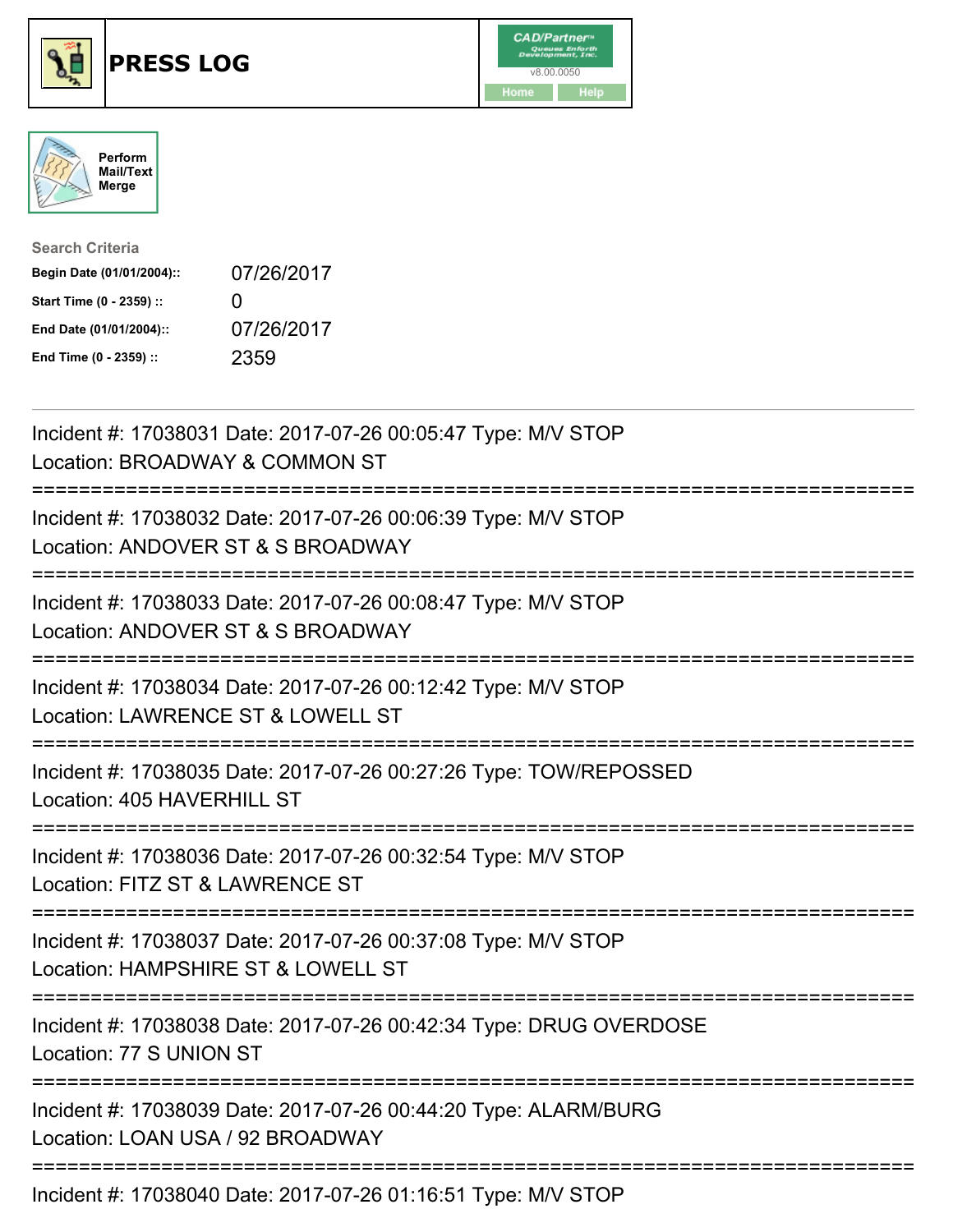# PRESS LOG

CAD/Partner™ Queues Enforth Development, Inc.
v8.00.0050

Home Help

Perform Mail/Text Merge

**Search Criteria**

| | |
|---|---|
| **Begin Date (01/01/2004)::** | 07/26/2017 |
| **Start Time (0 - 2359) ::** | 0 |
| **End Date (01/01/2004)::** | 07/26/2017 |
| **End Time (0 - 2359) ::** | 2359 |

---

Incident #: 17038031 Date: 2017-07-26 00:05:47 Type: M/V STOP
Location: BROADWAY & COMMON ST

===========================================================================

Incident #: 17038032 Date: 2017-07-26 00:06:39 Type: M/V STOP
Location: ANDOVER ST & S BROADWAY

===========================================================================

Incident #: 17038033 Date: 2017-07-26 00:08:47 Type: M/V STOP
Location: ANDOVER ST & S BROADWAY

===========================================================================

Incident #: 17038034 Date: 2017-07-26 00:12:42 Type: M/V STOP
Location: LAWRENCE ST & LOWELL ST

===========================================================================

Incident #: 17038035 Date: 2017-07-26 00:27:26 Type: TOW/REPOSSED
Location: 405 HAVERHILL ST

===========================================================================

Incident #: 17038036 Date: 2017-07-26 00:32:54 Type: M/V STOP
Location: FITZ ST & LAWRENCE ST

===========================================================================

Incident #: 17038037 Date: 2017-07-26 00:37:08 Type: M/V STOP
Location: HAMPSHIRE ST & LOWELL ST

===========================================================================

Incident #: 17038038 Date: 2017-07-26 00:42:34 Type: DRUG OVERDOSE
Location: 77 S UNION ST

===========================================================================

Incident #: 17038039 Date: 2017-07-26 00:44:20 Type: ALARM/BURG
Location: LOAN USA / 92 BROADWAY

===========================================================================

Incident #: 17038040 Date: 2017-07-26 01:16:51 Type: M/V STOP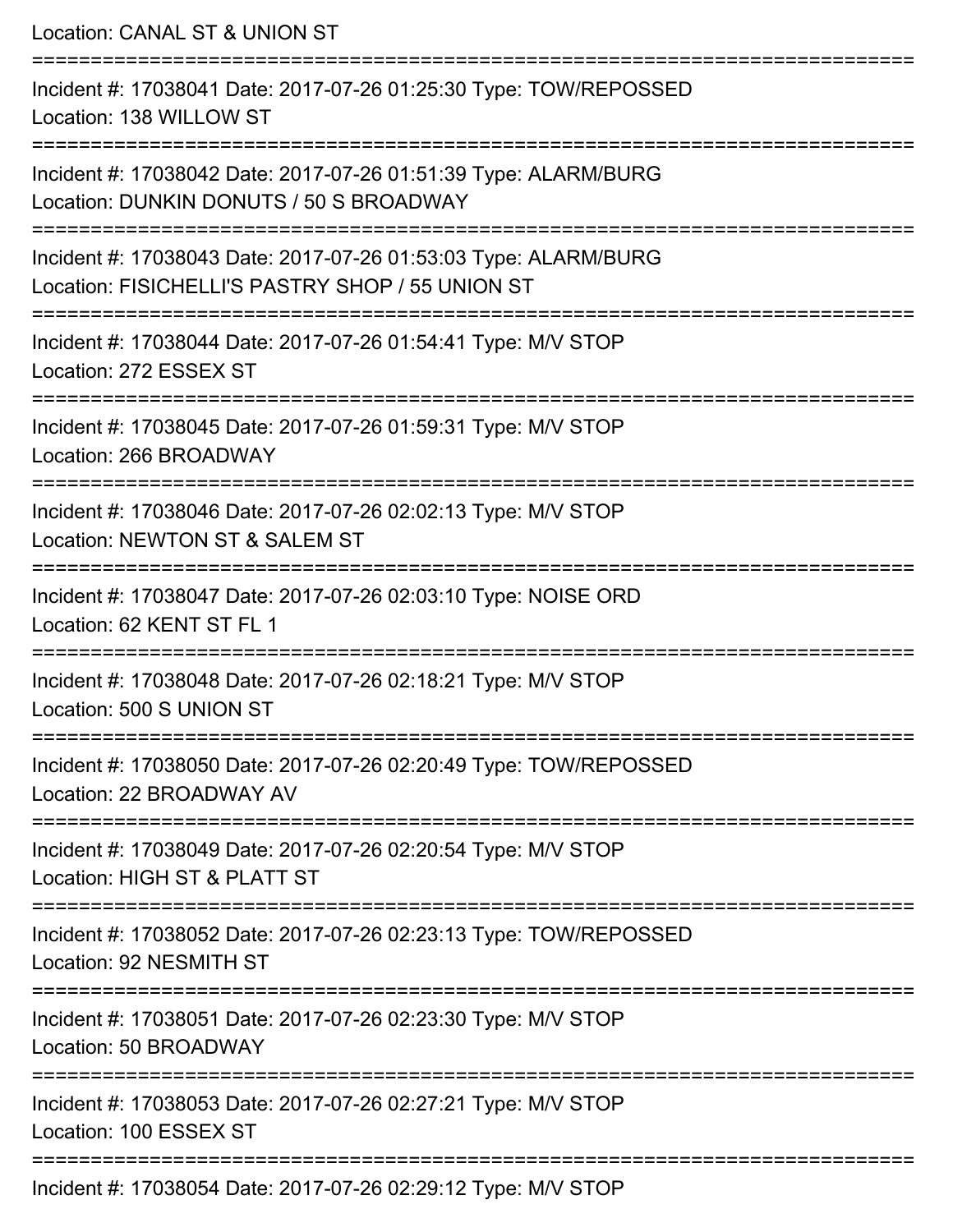Location: CANAL ST & UNION ST

===========================================================================

Incident #: 17038041 Date: 2017-07-26 01:25:30 Type: TOW/REPOSSED

Location: 138 WILLOW ST

===========================================================================

Incident #: 17038042 Date: 2017-07-26 01:51:39 Type: ALARM/BURG

Location: DUNKIN DONUTS / 50 S BROADWAY

===========================================================================

Incident #: 17038043 Date: 2017-07-26 01:53:03 Type: ALARM/BURG

Location: FISICHELLI'S PASTRY SHOP / 55 UNION ST

===========================================================================

Incident #: 17038044 Date: 2017-07-26 01:54:41 Type: M/V STOP

Location: 272 ESSEX ST

===========================================================================

Incident #: 17038045 Date: 2017-07-26 01:59:31 Type: M/V STOP

Location: 266 BROADWAY

===========================================================================

Incident #: 17038046 Date: 2017-07-26 02:02:13 Type: M/V STOP

Location: NEWTON ST & SALEM ST

===========================================================================

Incident #: 17038047 Date: 2017-07-26 02:03:10 Type: NOISE ORD

Location: 62 KENT ST FL 1

===========================================================================

Incident #: 17038048 Date: 2017-07-26 02:18:21 Type: M/V STOP

Location: 500 S UNION ST

===========================================================================

Incident #: 17038050 Date: 2017-07-26 02:20:49 Type: TOW/REPOSSED

Location: 22 BROADWAY AV

===========================================================================

Incident #: 17038049 Date: 2017-07-26 02:20:54 Type: M/V STOP

Location: HIGH ST & PLATT ST

===========================================================================

Incident #: 17038052 Date: 2017-07-26 02:23:13 Type: TOW/REPOSSED

Location: 92 NESMITH ST

===========================================================================

Incident #: 17038051 Date: 2017-07-26 02:23:30 Type: M/V STOP

Location: 50 BROADWAY

===========================================================================

Incident #: 17038053 Date: 2017-07-26 02:27:21 Type: M/V STOP

Location: 100 ESSEX ST

===========================================================================

Incident #: 17038054 Date: 2017-07-26 02:29:12 Type: M/V STOP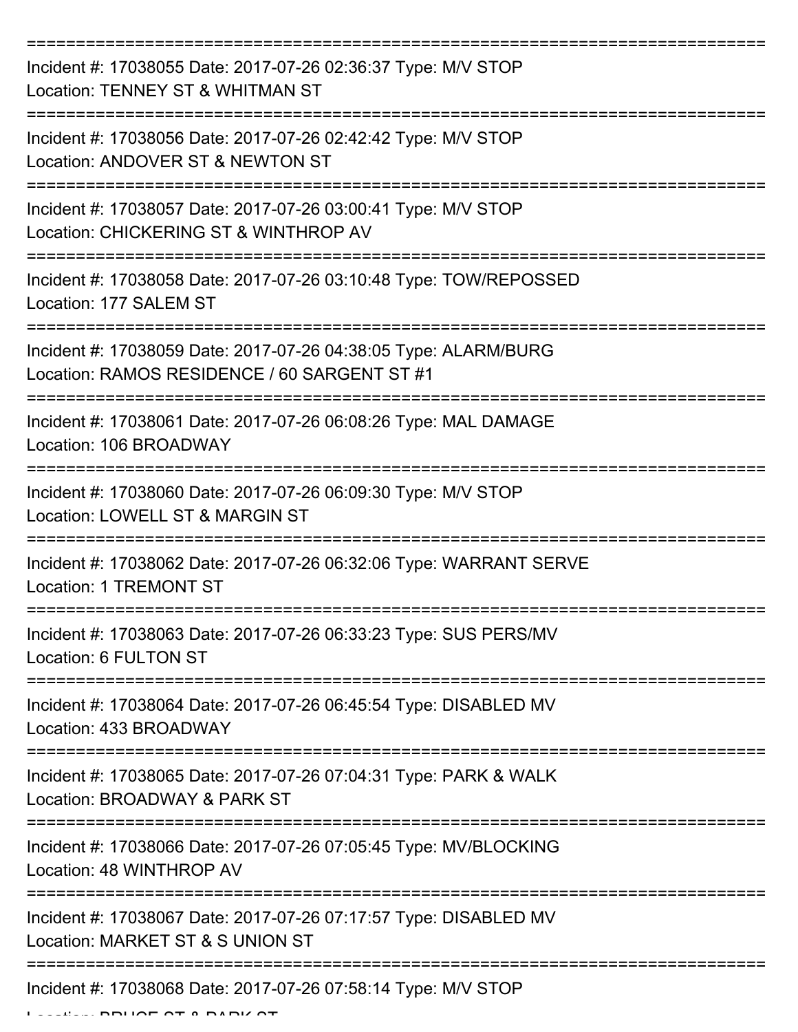===========================================================================

Incident #: 17038055 Date: 2017-07-26 02:36:37 Type: M/V STOP
Location: TENNEY ST & WHITMAN ST

===========================================================================

Incident #: 17038056 Date: 2017-07-26 02:42:42 Type: M/V STOP
Location: ANDOVER ST & NEWTON ST

===========================================================================

Incident #: 17038057 Date: 2017-07-26 03:00:41 Type: M/V STOP
Location: CHICKERING ST & WINTHROP AV

===========================================================================

Incident #: 17038058 Date: 2017-07-26 03:10:48 Type: TOW/REPOSSED
Location: 177 SALEM ST

===========================================================================

Incident #: 17038059 Date: 2017-07-26 04:38:05 Type: ALARM/BURG
Location: RAMOS RESIDENCE / 60 SARGENT ST #1

===========================================================================

Incident #: 17038061 Date: 2017-07-26 06:08:26 Type: MAL DAMAGE
Location: 106 BROADWAY

===========================================================================

Incident #: 17038060 Date: 2017-07-26 06:09:30 Type: M/V STOP
Location: LOWELL ST & MARGIN ST

===========================================================================

Incident #: 17038062 Date: 2017-07-26 06:32:06 Type: WARRANT SERVE
Location: 1 TREMONT ST

===========================================================================

Incident #: 17038063 Date: 2017-07-26 06:33:23 Type: SUS PERS/MV
Location: 6 FULTON ST

===========================================================================

Incident #: 17038064 Date: 2017-07-26 06:45:54 Type: DISABLED MV
Location: 433 BROADWAY

===========================================================================

Incident #: 17038065 Date: 2017-07-26 07:04:31 Type: PARK & WALK
Location: BROADWAY & PARK ST

===========================================================================

Incident #: 17038066 Date: 2017-07-26 07:05:45 Type: MV/BLOCKING
Location: 48 WINTHROP AV

===========================================================================

Incident #: 17038067 Date: 2017-07-26 07:17:57 Type: DISABLED MV
Location: MARKET ST & S UNION ST

===========================================================================

Incident #: 17038068 Date: 2017-07-26 07:58:14 Type: M/V STOP
Location: BRUCE ST & PARK ST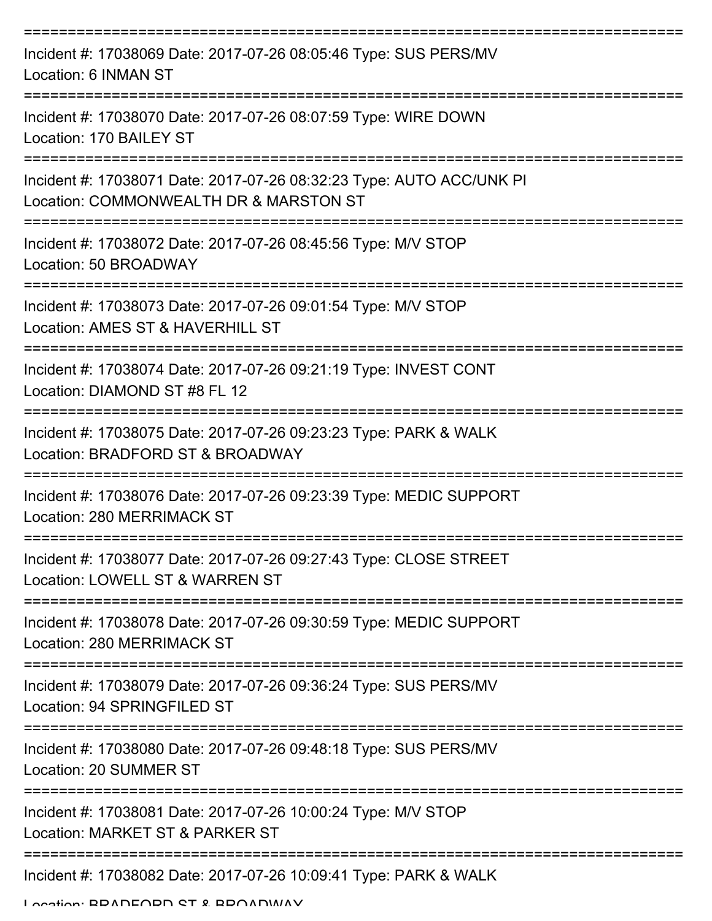===========================================================================

Incident #: 17038069 Date: 2017-07-26 08:05:46 Type: SUS PERS/MV
Location: 6 INMAN ST

===========================================================================

Incident #: 17038070 Date: 2017-07-26 08:07:59 Type: WIRE DOWN
Location: 170 BAILEY ST

===========================================================================

Incident #: 17038071 Date: 2017-07-26 08:32:23 Type: AUTO ACC/UNK PI
Location: COMMONWEALTH DR & MARSTON ST

===========================================================================

Incident #: 17038072 Date: 2017-07-26 08:45:56 Type: M/V STOP
Location: 50 BROADWAY

===========================================================================

Incident #: 17038073 Date: 2017-07-26 09:01:54 Type: M/V STOP
Location: AMES ST & HAVERHILL ST

===========================================================================

Incident #: 17038074 Date: 2017-07-26 09:21:19 Type: INVEST CONT
Location: DIAMOND ST #8 FL 12

===========================================================================

Incident #: 17038075 Date: 2017-07-26 09:23:23 Type: PARK & WALK
Location: BRADFORD ST & BROADWAY

===========================================================================

Incident #: 17038076 Date: 2017-07-26 09:23:39 Type: MEDIC SUPPORT
Location: 280 MERRIMACK ST

===========================================================================

Incident #: 17038077 Date: 2017-07-26 09:27:43 Type: CLOSE STREET
Location: LOWELL ST & WARREN ST

===========================================================================

Incident #: 17038078 Date: 2017-07-26 09:30:59 Type: MEDIC SUPPORT
Location: 280 MERRIMACK ST

===========================================================================

Incident #: 17038079 Date: 2017-07-26 09:36:24 Type: SUS PERS/MV
Location: 94 SPRINGFILED ST

===========================================================================

Incident #: 17038080 Date: 2017-07-26 09:48:18 Type: SUS PERS/MV
Location: 20 SUMMER ST

===========================================================================

Incident #: 17038081 Date: 2017-07-26 10:00:24 Type: M/V STOP
Location: MARKET ST & PARKER ST

===========================================================================

Incident #: 17038082 Date: 2017-07-26 10:09:41 Type: PARK & WALK
Location: BRADFORD ST & BROADWAY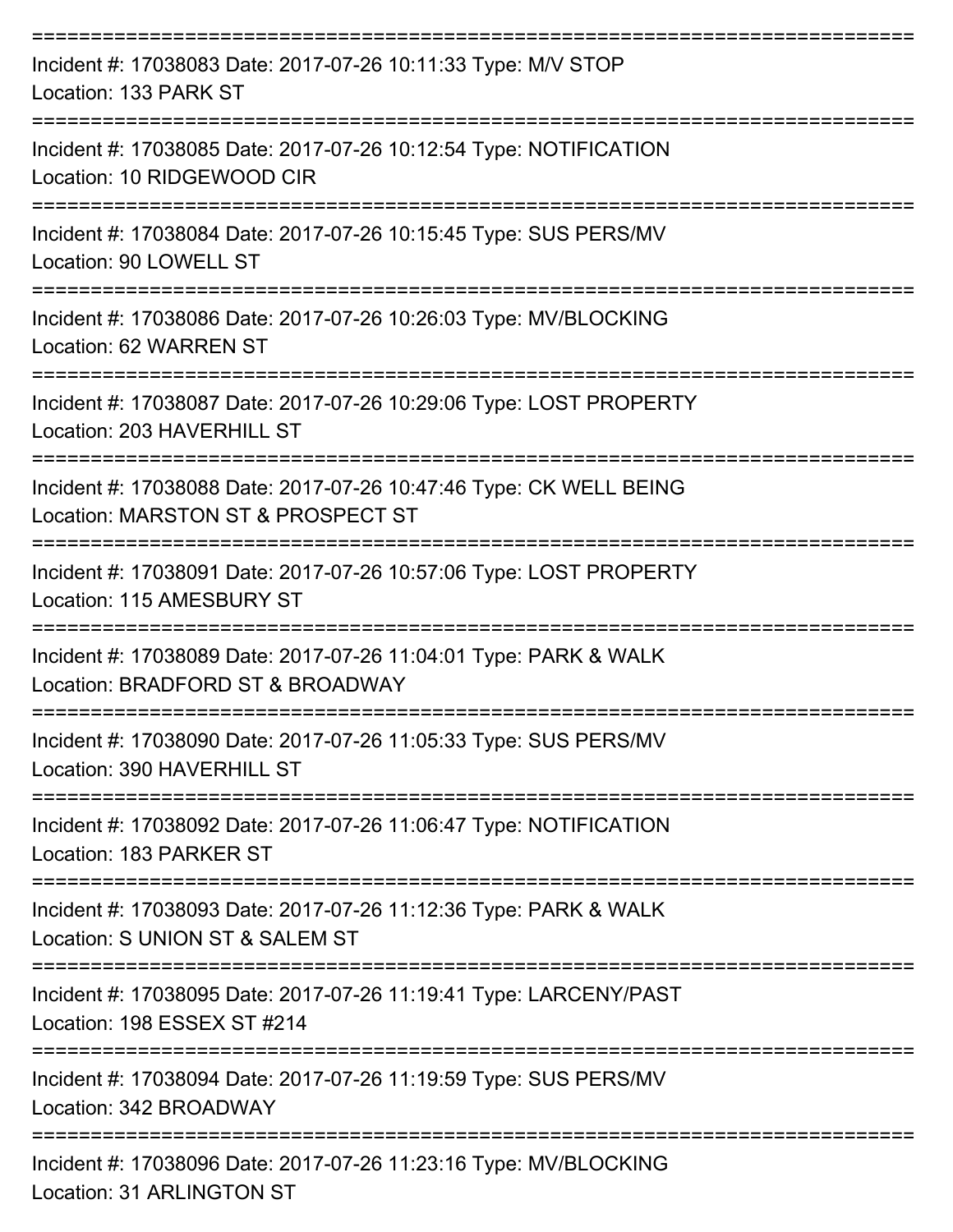===========================================================================

Incident #: 17038083 Date: 2017-07-26 10:11:33 Type: M/V STOP
Location: 133 PARK ST

===========================================================================

Incident #: 17038085 Date: 2017-07-26 10:12:54 Type: NOTIFICATION
Location: 10 RIDGEWOOD CIR

===========================================================================

Incident #: 17038084 Date: 2017-07-26 10:15:45 Type: SUS PERS/MV
Location: 90 LOWELL ST

===========================================================================

Incident #: 17038086 Date: 2017-07-26 10:26:03 Type: MV/BLOCKING
Location: 62 WARREN ST

===========================================================================

Incident #: 17038087 Date: 2017-07-26 10:29:06 Type: LOST PROPERTY
Location: 203 HAVERHILL ST

===========================================================================

Incident #: 17038088 Date: 2017-07-26 10:47:46 Type: CK WELL BEING
Location: MARSTON ST & PROSPECT ST

===========================================================================

Incident #: 17038091 Date: 2017-07-26 10:57:06 Type: LOST PROPERTY
Location: 115 AMESBURY ST

===========================================================================

Incident #: 17038089 Date: 2017-07-26 11:04:01 Type: PARK & WALK
Location: BRADFORD ST & BROADWAY

===========================================================================

Incident #: 17038090 Date: 2017-07-26 11:05:33 Type: SUS PERS/MV
Location: 390 HAVERHILL ST

===========================================================================

Incident #: 17038092 Date: 2017-07-26 11:06:47 Type: NOTIFICATION
Location: 183 PARKER ST

===========================================================================

Incident #: 17038093 Date: 2017-07-26 11:12:36 Type: PARK & WALK
Location: S UNION ST & SALEM ST

===========================================================================

Incident #: 17038095 Date: 2017-07-26 11:19:41 Type: LARCENY/PAST
Location: 198 ESSEX ST #214

===========================================================================

Incident #: 17038094 Date: 2017-07-26 11:19:59 Type: SUS PERS/MV
Location: 342 BROADWAY

===========================================================================

Incident #: 17038096 Date: 2017-07-26 11:23:16 Type: MV/BLOCKING
Location: 31 ARLINGTON ST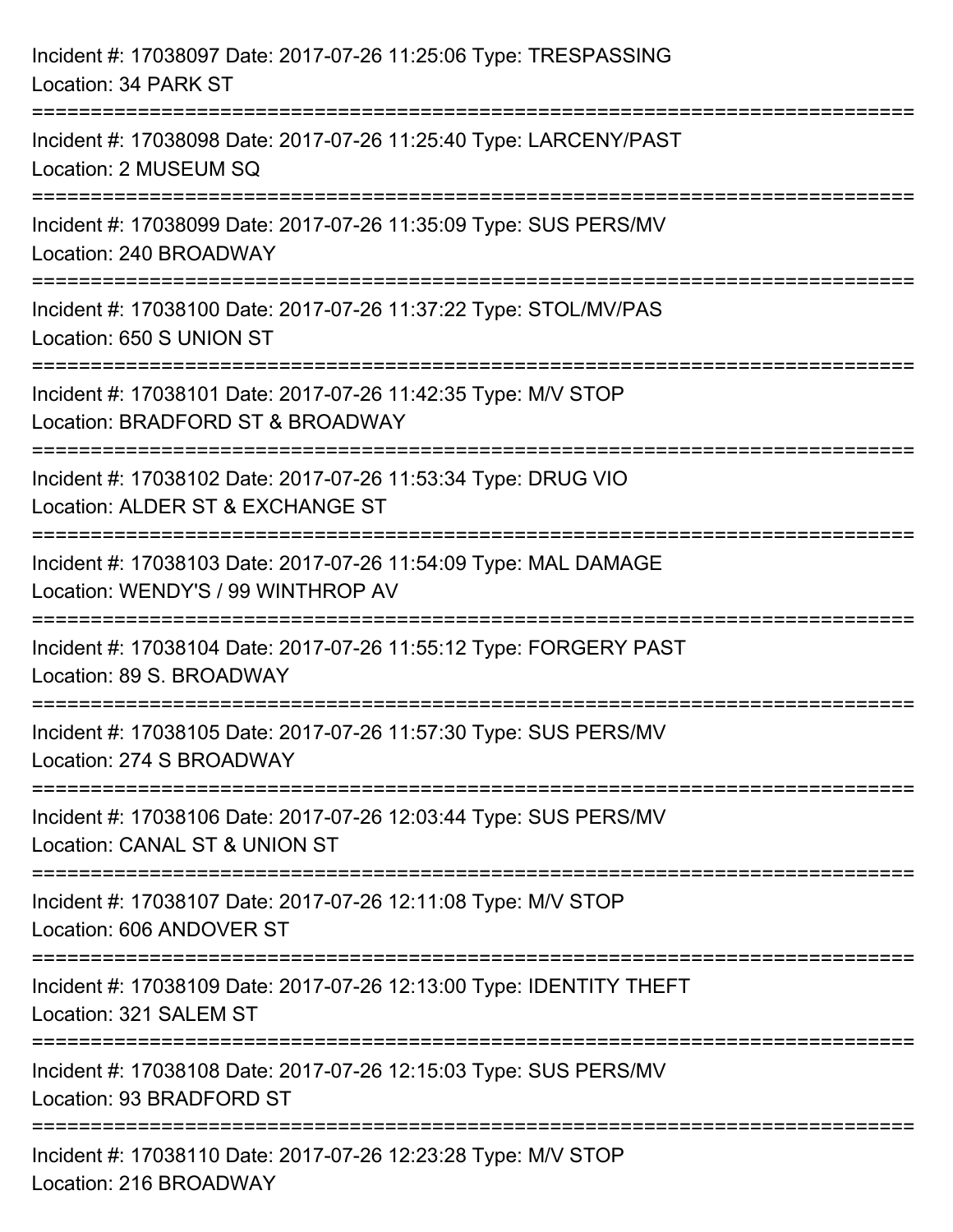Incident #: 17038097 Date: 2017-07-26 11:25:06 Type: TRESPASSING
Location: 34 PARK ST

===========================================================================

Incident #: 17038098 Date: 2017-07-26 11:25:40 Type: LARCENY/PAST
Location: 2 MUSEUM SQ

===========================================================================

Incident #: 17038099 Date: 2017-07-26 11:35:09 Type: SUS PERS/MV
Location: 240 BROADWAY

===========================================================================

Incident #: 17038100 Date: 2017-07-26 11:37:22 Type: STOL/MV/PAS
Location: 650 S UNION ST

===========================================================================

Incident #: 17038101 Date: 2017-07-26 11:42:35 Type: M/V STOP
Location: BRADFORD ST & BROADWAY

===========================================================================

Incident #: 17038102 Date: 2017-07-26 11:53:34 Type: DRUG VIO
Location: ALDER ST & EXCHANGE ST

===========================================================================

Incident #: 17038103 Date: 2017-07-26 11:54:09 Type: MAL DAMAGE
Location: WENDY'S / 99 WINTHROP AV

===========================================================================

Incident #: 17038104 Date: 2017-07-26 11:55:12 Type: FORGERY PAST
Location: 89 S. BROADWAY

===========================================================================

Incident #: 17038105 Date: 2017-07-26 11:57:30 Type: SUS PERS/MV
Location: 274 S BROADWAY

===========================================================================

Incident #: 17038106 Date: 2017-07-26 12:03:44 Type: SUS PERS/MV
Location: CANAL ST & UNION ST

===========================================================================

Incident #: 17038107 Date: 2017-07-26 12:11:08 Type: M/V STOP
Location: 606 ANDOVER ST

===========================================================================

Incident #: 17038109 Date: 2017-07-26 12:13:00 Type: IDENTITY THEFT
Location: 321 SALEM ST

===========================================================================

Incident #: 17038108 Date: 2017-07-26 12:15:03 Type: SUS PERS/MV
Location: 93 BRADFORD ST

===========================================================================

Incident #: 17038110 Date: 2017-07-26 12:23:28 Type: M/V STOP
Location: 216 BROADWAY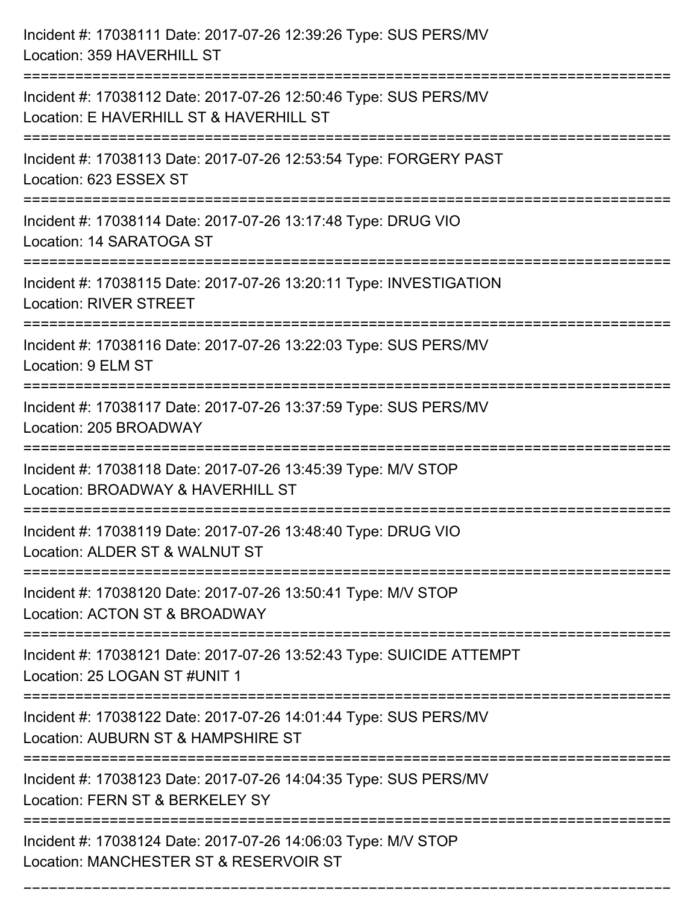Incident #: 17038111 Date: 2017-07-26 12:39:26 Type: SUS PERS/MV
Location: 359 HAVERHILL ST

===========================================================================

Incident #: 17038112 Date: 2017-07-26 12:50:46 Type: SUS PERS/MV
Location: E HAVERHILL ST & HAVERHILL ST

===========================================================================

Incident #: 17038113 Date: 2017-07-26 12:53:54 Type: FORGERY PAST
Location: 623 ESSEX ST

===========================================================================

Incident #: 17038114 Date: 2017-07-26 13:17:48 Type: DRUG VIO
Location: 14 SARATOGA ST

===========================================================================

Incident #: 17038115 Date: 2017-07-26 13:20:11 Type: INVESTIGATION
Location: RIVER STREET

===========================================================================

Incident #: 17038116 Date: 2017-07-26 13:22:03 Type: SUS PERS/MV
Location: 9 ELM ST

===========================================================================

Incident #: 17038117 Date: 2017-07-26 13:37:59 Type: SUS PERS/MV
Location: 205 BROADWAY

===========================================================================

Incident #: 17038118 Date: 2017-07-26 13:45:39 Type: M/V STOP
Location: BROADWAY & HAVERHILL ST

===========================================================================

Incident #: 17038119 Date: 2017-07-26 13:48:40 Type: DRUG VIO
Location: ALDER ST & WALNUT ST

===========================================================================

Incident #: 17038120 Date: 2017-07-26 13:50:41 Type: M/V STOP
Location: ACTON ST & BROADWAY

===========================================================================

Incident #: 17038121 Date: 2017-07-26 13:52:43 Type: SUICIDE ATTEMPT
Location: 25 LOGAN ST #UNIT 1

===========================================================================

Incident #: 17038122 Date: 2017-07-26 14:01:44 Type: SUS PERS/MV
Location: AUBURN ST & HAMPSHIRE ST

===========================================================================

Incident #: 17038123 Date: 2017-07-26 14:04:35 Type: SUS PERS/MV
Location: FERN ST & BERKELEY SY

===========================================================================

Incident #: 17038124 Date: 2017-07-26 14:06:03 Type: M/V STOP
Location: MANCHESTER ST & RESERVOIR ST

===========================================================================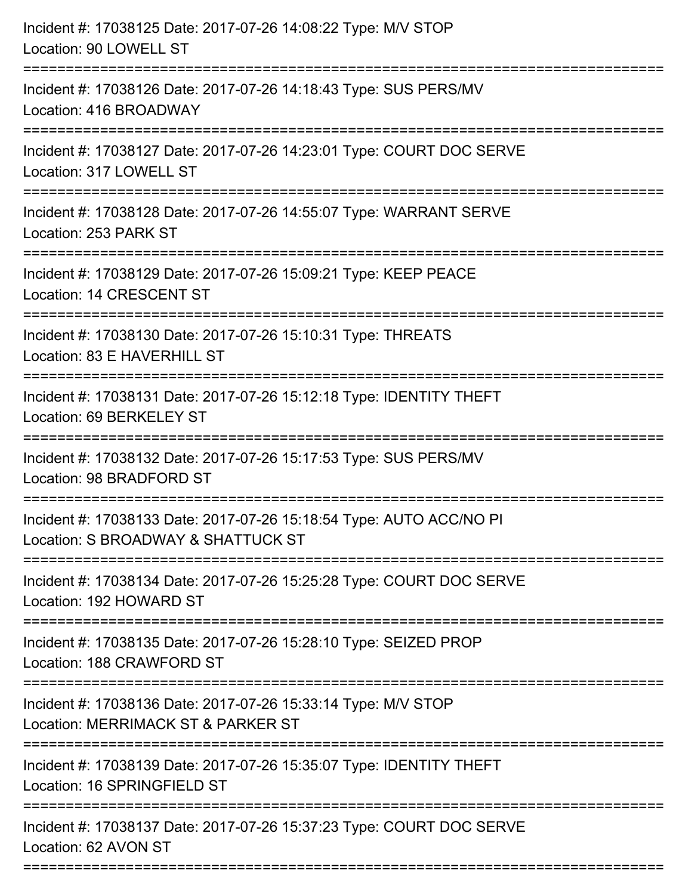Incident #: 17038125 Date: 2017-07-26 14:08:22 Type: M/V STOP
Location: 90 LOWELL ST

===========================================================================

Incident #: 17038126 Date: 2017-07-26 14:18:43 Type: SUS PERS/MV
Location: 416 BROADWAY

===========================================================================

Incident #: 17038127 Date: 2017-07-26 14:23:01 Type: COURT DOC SERVE
Location: 317 LOWELL ST

===========================================================================

Incident #: 17038128 Date: 2017-07-26 14:55:07 Type: WARRANT SERVE
Location: 253 PARK ST

===========================================================================

Incident #: 17038129 Date: 2017-07-26 15:09:21 Type: KEEP PEACE
Location: 14 CRESCENT ST

===========================================================================

Incident #: 17038130 Date: 2017-07-26 15:10:31 Type: THREATS
Location: 83 E HAVERHILL ST

===========================================================================

Incident #: 17038131 Date: 2017-07-26 15:12:18 Type: IDENTITY THEFT
Location: 69 BERKELEY ST

===========================================================================

Incident #: 17038132 Date: 2017-07-26 15:17:53 Type: SUS PERS/MV
Location: 98 BRADFORD ST

===========================================================================

Incident #: 17038133 Date: 2017-07-26 15:18:54 Type: AUTO ACC/NO PI
Location: S BROADWAY & SHATTUCK ST

===========================================================================

Incident #: 17038134 Date: 2017-07-26 15:25:28 Type: COURT DOC SERVE
Location: 192 HOWARD ST

===========================================================================

Incident #: 17038135 Date: 2017-07-26 15:28:10 Type: SEIZED PROP
Location: 188 CRAWFORD ST

===========================================================================

Incident #: 17038136 Date: 2017-07-26 15:33:14 Type: M/V STOP
Location: MERRIMACK ST & PARKER ST

===========================================================================

Incident #: 17038139 Date: 2017-07-26 15:35:07 Type: IDENTITY THEFT
Location: 16 SPRINGFIELD ST

===========================================================================

Incident #: 17038137 Date: 2017-07-26 15:37:23 Type: COURT DOC SERVE
Location: 62 AVON ST

===========================================================================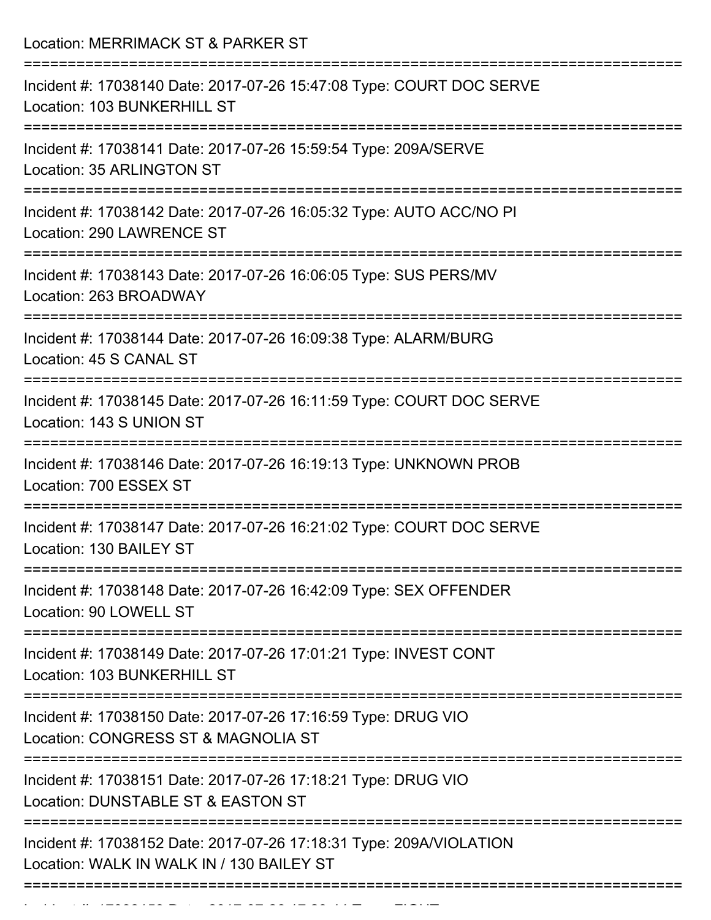Location: MERRIMACK ST & PARKER ST

===========================================================================

Incident #: 17038140 Date: 2017-07-26 15:47:08 Type: COURT DOC SERVE
Location: 103 BUNKERHILL ST

===========================================================================

Incident #: 17038141 Date: 2017-07-26 15:59:54 Type: 209A/SERVE
Location: 35 ARLINGTON ST

===========================================================================

Incident #: 17038142 Date: 2017-07-26 16:05:32 Type: AUTO ACC/NO PI
Location: 290 LAWRENCE ST

===========================================================================

Incident #: 17038143 Date: 2017-07-26 16:06:05 Type: SUS PERS/MV
Location: 263 BROADWAY

===========================================================================

Incident #: 17038144 Date: 2017-07-26 16:09:38 Type: ALARM/BURG
Location: 45 S CANAL ST

===========================================================================

Incident #: 17038145 Date: 2017-07-26 16:11:59 Type: COURT DOC SERVE
Location: 143 S UNION ST

===========================================================================

Incident #: 17038146 Date: 2017-07-26 16:19:13 Type: UNKNOWN PROB
Location: 700 ESSEX ST

===========================================================================

Incident #: 17038147 Date: 2017-07-26 16:21:02 Type: COURT DOC SERVE
Location: 130 BAILEY ST

===========================================================================

Incident #: 17038148 Date: 2017-07-26 16:42:09 Type: SEX OFFENDER
Location: 90 LOWELL ST

===========================================================================

Incident #: 17038149 Date: 2017-07-26 17:01:21 Type: INVEST CONT
Location: 103 BUNKERHILL ST

===========================================================================

Incident #: 17038150 Date: 2017-07-26 17:16:59 Type: DRUG VIO
Location: CONGRESS ST & MAGNOLIA ST

===========================================================================

Incident #: 17038151 Date: 2017-07-26 17:18:21 Type: DRUG VIO
Location: DUNSTABLE ST & EASTON ST

===========================================================================

Incident #: 17038152 Date: 2017-07-26 17:18:31 Type: 209A/VIOLATION
Location: WALK IN WALK IN / 130 BAILEY ST

===========================================================================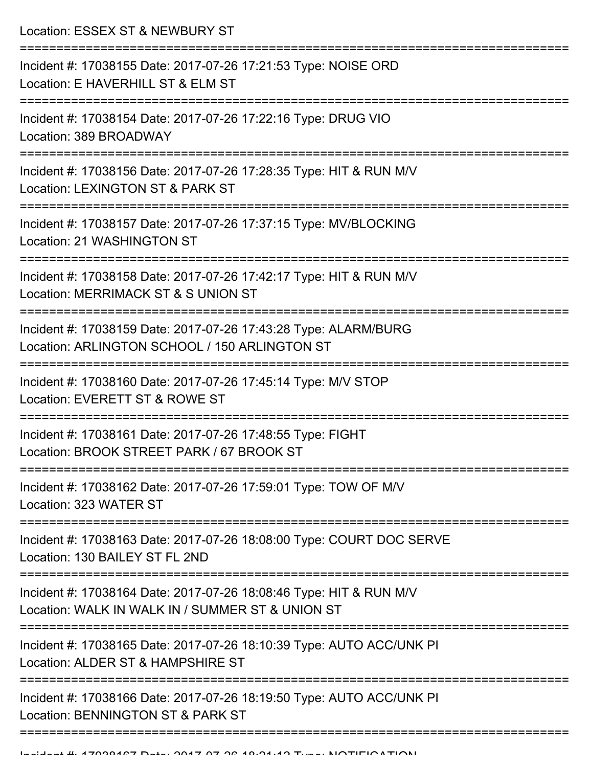Location: ESSEX ST & NEWBURY ST

===========================================================================

Incident #: 17038155 Date: 2017-07-26 17:21:53 Type: NOISE ORD
Location: E HAVERHILL ST & ELM ST

===========================================================================

Incident #: 17038154 Date: 2017-07-26 17:22:16 Type: DRUG VIO
Location: 389 BROADWAY

===========================================================================

Incident #: 17038156 Date: 2017-07-26 17:28:35 Type: HIT & RUN M/V
Location: LEXINGTON ST & PARK ST

===========================================================================

Incident #: 17038157 Date: 2017-07-26 17:37:15 Type: MV/BLOCKING
Location: 21 WASHINGTON ST

===========================================================================

Incident #: 17038158 Date: 2017-07-26 17:42:17 Type: HIT & RUN M/V
Location: MERRIMACK ST & S UNION ST

===========================================================================

Incident #: 17038159 Date: 2017-07-26 17:43:28 Type: ALARM/BURG
Location: ARLINGTON SCHOOL / 150 ARLINGTON ST

===========================================================================

Incident #: 17038160 Date: 2017-07-26 17:45:14 Type: M/V STOP
Location: EVERETT ST & ROWE ST

===========================================================================

Incident #: 17038161 Date: 2017-07-26 17:48:55 Type: FIGHT
Location: BROOK STREET PARK / 67 BROOK ST

===========================================================================

Incident #: 17038162 Date: 2017-07-26 17:59:01 Type: TOW OF M/V
Location: 323 WATER ST

===========================================================================

Incident #: 17038163 Date: 2017-07-26 18:08:00 Type: COURT DOC SERVE
Location: 130 BAILEY ST FL 2ND

===========================================================================

Incident #: 17038164 Date: 2017-07-26 18:08:46 Type: HIT & RUN M/V
Location: WALK IN WALK IN / SUMMER ST & UNION ST

===========================================================================

Incident #: 17038165 Date: 2017-07-26 18:10:39 Type: AUTO ACC/UNK PI
Location: ALDER ST & HAMPSHIRE ST

===========================================================================

Incident #: 17038166 Date: 2017-07-26 18:19:50 Type: AUTO ACC/UNK PI
Location: BENNINGTON ST & PARK ST

===========================================================================

Incident #: 17038167 Date: 2017-07-26 18:21:12 Type: NOTIFICATION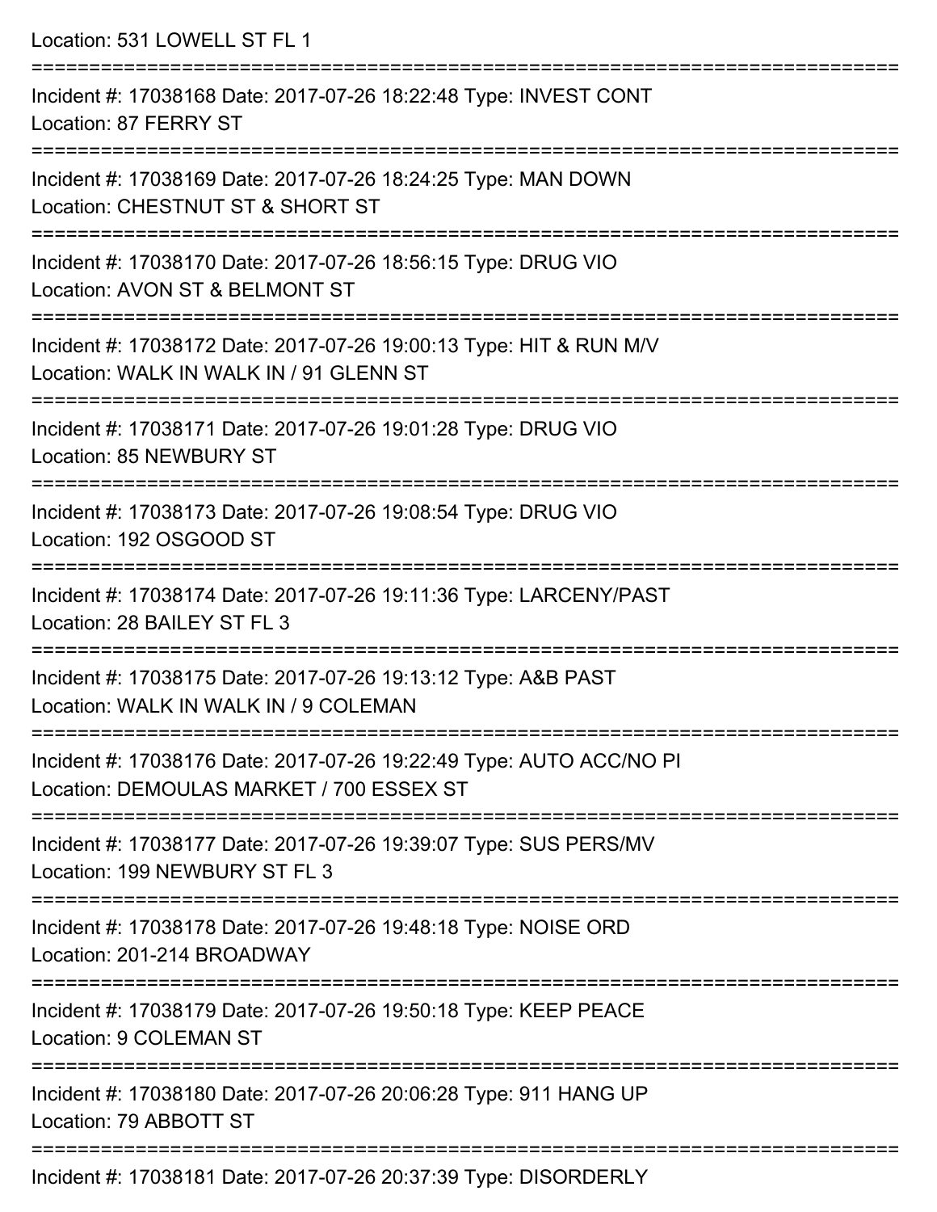Location: 531 LOWELL ST FL 1

===========================================================================

Incident #: 17038168 Date: 2017-07-26 18:22:48 Type: INVEST CONT
Location: 87 FERRY ST

===========================================================================

Incident #: 17038169 Date: 2017-07-26 18:24:25 Type: MAN DOWN
Location: CHESTNUT ST & SHORT ST

===========================================================================

Incident #: 17038170 Date: 2017-07-26 18:56:15 Type: DRUG VIO
Location: AVON ST & BELMONT ST

===========================================================================

Incident #: 17038172 Date: 2017-07-26 19:00:13 Type: HIT & RUN M/V
Location: WALK IN WALK IN / 91 GLENN ST

===========================================================================

Incident #: 17038171 Date: 2017-07-26 19:01:28 Type: DRUG VIO
Location: 85 NEWBURY ST

===========================================================================

Incident #: 17038173 Date: 2017-07-26 19:08:54 Type: DRUG VIO
Location: 192 OSGOOD ST

===========================================================================

Incident #: 17038174 Date: 2017-07-26 19:11:36 Type: LARCENY/PAST
Location: 28 BAILEY ST FL 3

===========================================================================

Incident #: 17038175 Date: 2017-07-26 19:13:12 Type: A&B PAST
Location: WALK IN WALK IN / 9 COLEMAN

===========================================================================

Incident #: 17038176 Date: 2017-07-26 19:22:49 Type: AUTO ACC/NO PI
Location: DEMOULAS MARKET / 700 ESSEX ST

===========================================================================

Incident #: 17038177 Date: 2017-07-26 19:39:07 Type: SUS PERS/MV
Location: 199 NEWBURY ST FL 3

===========================================================================

Incident #: 17038178 Date: 2017-07-26 19:48:18 Type: NOISE ORD
Location: 201-214 BROADWAY

===========================================================================

Incident #: 17038179 Date: 2017-07-26 19:50:18 Type: KEEP PEACE
Location: 9 COLEMAN ST

===========================================================================

Incident #: 17038180 Date: 2017-07-26 20:06:28 Type: 911 HANG UP
Location: 79 ABBOTT ST

===========================================================================

Incident #: 17038181 Date: 2017-07-26 20:37:39 Type: DISORDERLY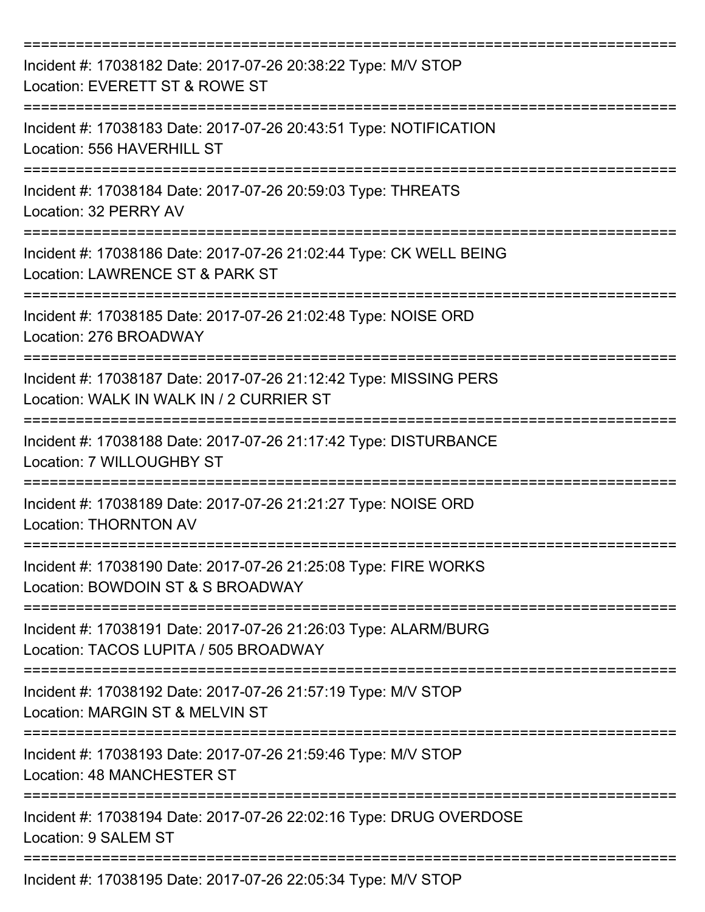===========================================================================

Incident #: 17038182 Date: 2017-07-26 20:38:22 Type: M/V STOP
Location: EVERETT ST & ROWE ST

===========================================================================

Incident #: 17038183 Date: 2017-07-26 20:43:51 Type: NOTIFICATION
Location: 556 HAVERHILL ST

===========================================================================

Incident #: 17038184 Date: 2017-07-26 20:59:03 Type: THREATS
Location: 32 PERRY AV

===========================================================================

Incident #: 17038186 Date: 2017-07-26 21:02:44 Type: CK WELL BEING
Location: LAWRENCE ST & PARK ST

===========================================================================

Incident #: 17038185 Date: 2017-07-26 21:02:48 Type: NOISE ORD
Location: 276 BROADWAY

===========================================================================

Incident #: 17038187 Date: 2017-07-26 21:12:42 Type: MISSING PERS
Location: WALK IN WALK IN / 2 CURRIER ST

===========================================================================

Incident #: 17038188 Date: 2017-07-26 21:17:42 Type: DISTURBANCE
Location: 7 WILLOUGHBY ST

===========================================================================

Incident #: 17038189 Date: 2017-07-26 21:21:27 Type: NOISE ORD
Location: THORNTON AV

===========================================================================

Incident #: 17038190 Date: 2017-07-26 21:25:08 Type: FIRE WORKS
Location: BOWDOIN ST & S BROADWAY

===========================================================================

Incident #: 17038191 Date: 2017-07-26 21:26:03 Type: ALARM/BURG
Location: TACOS LUPITA / 505 BROADWAY

===========================================================================

Incident #: 17038192 Date: 2017-07-26 21:57:19 Type: M/V STOP
Location: MARGIN ST & MELVIN ST

===========================================================================

Incident #: 17038193 Date: 2017-07-26 21:59:46 Type: M/V STOP
Location: 48 MANCHESTER ST

===========================================================================

Incident #: 17038194 Date: 2017-07-26 22:02:16 Type: DRUG OVERDOSE
Location: 9 SALEM ST

===========================================================================

Incident #: 17038195 Date: 2017-07-26 22:05:34 Type: M/V STOP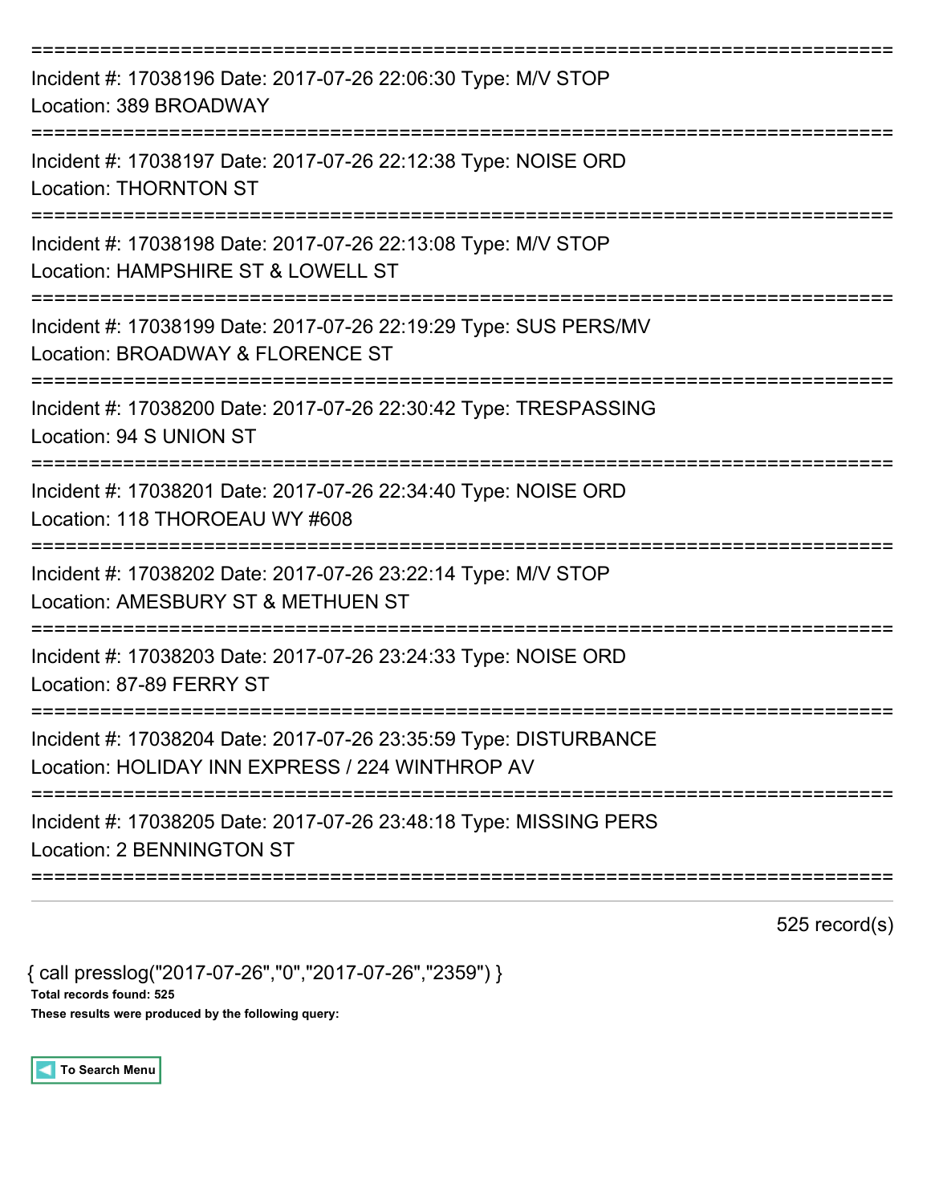Incident #: 17038196 Date: 2017-07-26 22:06:30 Type: M/V STOP
Location: 389 BROADWAY

Incident #: 17038197 Date: 2017-07-26 22:12:38 Type: NOISE ORD
Location: THORNTON ST

Incident #: 17038198 Date: 2017-07-26 22:13:08 Type: M/V STOP
Location: HAMPSHIRE ST & LOWELL ST

Incident #: 17038199 Date: 2017-07-26 22:19:29 Type: SUS PERS/MV
Location: BROADWAY & FLORENCE ST

Incident #: 17038200 Date: 2017-07-26 22:30:42 Type: TRESPASSING
Location: 94 S UNION ST

Incident #: 17038201 Date: 2017-07-26 22:34:40 Type: NOISE ORD
Location: 118 THOROEAU WY #608

Incident #: 17038202 Date: 2017-07-26 23:22:14 Type: M/V STOP
Location: AMESBURY ST & METHUEN ST

Incident #: 17038203 Date: 2017-07-26 23:24:33 Type: NOISE ORD
Location: 87-89 FERRY ST

Incident #: 17038204 Date: 2017-07-26 23:35:59 Type: DISTURBANCE
Location: HOLIDAY INN EXPRESS / 224 WINTHROP AV

Incident #: 17038205 Date: 2017-07-26 23:48:18 Type: MISSING PERS
Location: 2 BENNINGTON ST

525 record(s)

{ call presslog("2017-07-26","0","2017-07-26","2359") }

**Total records found: 525**

**These results were produced by the following query:**

**To Search Menu**